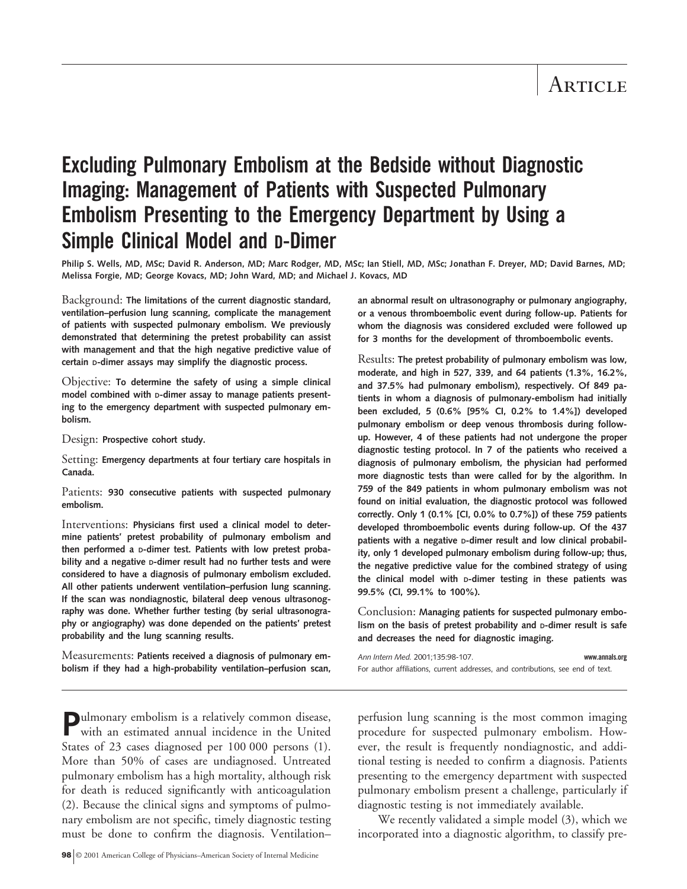# Article

## Excluding Pulmonary Embolism at the Bedside without Diagnostic Imaging: Management of Patients with Suspected Pulmonary Embolism Presenting to the Emergency Department by Using a Simple Clinical Model and D-Dimer

**Philip S. Wells, MD, MSc; David R. Anderson, MD; Marc Rodger, MD, MSc; Ian Stiell, MD, MSc; Jonathan F. Dreyer, MD; David Barnes, MD; Melissa Forgie, MD; George Kovacs, MD; John Ward, MD; and Michael J. Kovacs, MD**

Background: **The limitations of the current diagnostic standard, ventilation–perfusion lung scanning, complicate the management of patients with suspected pulmonary embolism. We previously demonstrated that determining the pretest probability can assist with management and that the high negative predictive value of certain D-dimer assays may simplify the diagnostic process.**

Objective: **To determine the safety of using a simple clinical model combined with D-dimer assay to manage patients presenting to the emergency department with suspected pulmonary embolism.**

Design: **Prospective cohort study.**

Setting: **Emergency departments at four tertiary care hospitals in Canada.**

Patients: **930 consecutive patients with suspected pulmonary embolism.**

Interventions: **Physicians first used a clinical model to determine patients' pretest probability of pulmonary embolism and then performed a D-dimer test. Patients with low pretest probability and a negative D-dimer result had no further tests and were considered to have a diagnosis of pulmonary embolism excluded. All other patients underwent ventilation–perfusion lung scanning. If the scan was nondiagnostic, bilateral deep venous ultrasonography was done. Whether further testing (by serial ultrasonography or angiography) was done depended on the patients' pretest probability and the lung scanning results.**

Measurements: **Patients received a diagnosis of pulmonary embolism if they had a high-probability ventilation–perfusion scan, an abnormal result on ultrasonography or pulmonary angiography, or a venous thromboembolic event during follow-up. Patients for whom the diagnosis was considered excluded were followed up for 3 months for the development of thromboembolic events.**

Results: **The pretest probability of pulmonary embolism was low, moderate, and high in 527, 339, and 64 patients (1.3%, 16.2%, and 37.5% had pulmonary embolism), respectively. Of 849 patients in whom a diagnosis of pulmonary-embolism had initially been excluded, 5 (0.6% [95% CI, 0.2% to 1.4%]) developed pulmonary embolism or deep venous thrombosis during follow-up. However, 4 of these patients had not undergone the proper diagnostic testing protocol. In 7 of the patients who received a diagnosis of pulmonary embolism, the physician had performed more diagnostic tests than were called for by the algorithm. In 759 of the 849 patients in whom pulmonary embolism was not found on initial evaluation, the diagnostic protocol was followed correctly. Only 1 (0.1% [CI, 0.0% to 0.7%]) of these 759 patients developed thromboembolic events during follow-up. Of the 437 patients with a negative D-dimer result and low clinical probability, only 1 developed pulmonary embolism during follow-up; thus, the negative predictive value for the combined strategy of using the clinical model with D-dimer testing in these patients was 99.5% (CI, 99.1% to 100%).**

Conclusion: **Managing patients for suspected pulmonary embolism on the basis of pretest probability and D-dimer result is safe and decreases the need for diagnostic imaging.**

*Ann Intern Med.* 2001;135:98-107. **www.annals.org**

For author affiliations, current addresses, and contributions, see end of text.

Pulmonary embolism is a relatively common disease, with an estimated annual incidence in the United States of 23 cases diagnosed per 100 000 persons (1). More than 50% of cases are undiagnosed. Untreated pulmonary embolism has a high mortality, although risk for death is reduced significantly with anticoagulation (2). Because the clinical signs and symptoms of pulmonary embolism are not specific, timely diagnostic testing must be done to confirm the diagnosis. Ventilation–perfusion lung scanning is the most common imaging procedure for suspected pulmonary embolism. However, the result is frequently nondiagnostic, and additional testing is needed to confirm a diagnosis. Patients presenting to the emergency department with suspected pulmonary embolism present a challenge, particularly if diagnostic testing is not immediately available.

We recently validated a simple model (3), which we incorporated into a diagnostic algorithm, to classify pre-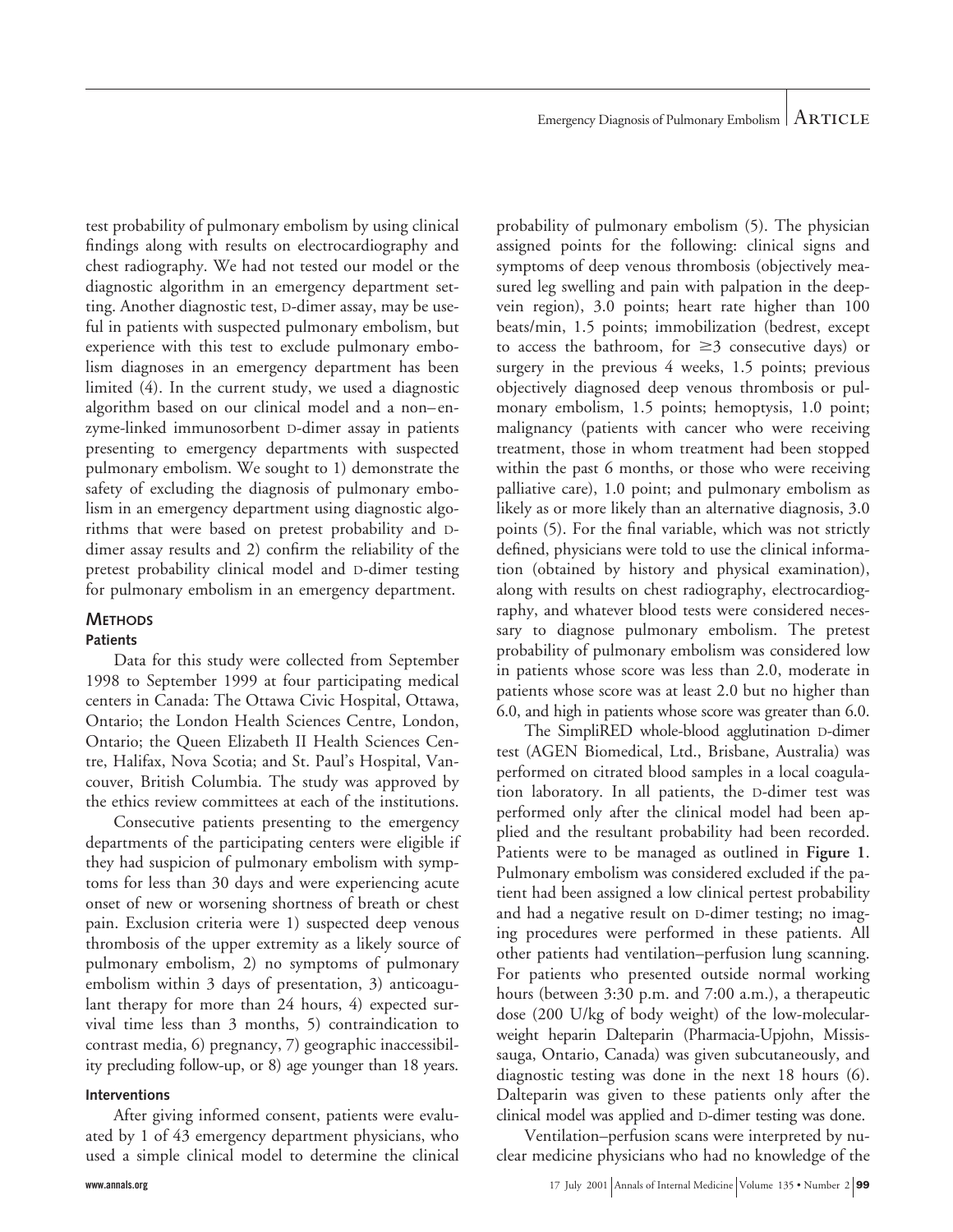test probability of pulmonary embolism by using clinical findings along with results on electrocardiography and chest radiography. We had not tested our model or the diagnostic algorithm in an emergency department setting. Another diagnostic test, D-dimer assay, may be useful in patients with suspected pulmonary embolism, but experience with this test to exclude pulmonary embolism diagnoses in an emergency department has been limited (4). In the current study, we used a diagnostic algorithm based on our clinical model and a non–enzyme-linked immunosorbent D-dimer assay in patients presenting to emergency departments with suspected pulmonary embolism. We sought to 1) demonstrate the safety of excluding the diagnosis of pulmonary embolism in an emergency department using diagnostic algorithms that were based on pretest probability and D-dimer assay results and 2) confirm the reliability of the pretest probability clinical model and D-dimer testing for pulmonary embolism in an emergency department.

## METHODS

### Patients

Data for this study were collected from September 1998 to September 1999 at four participating medical centers in Canada: The Ottawa Civic Hospital, Ottawa, Ontario; the London Health Sciences Centre, London, Ontario; the Queen Elizabeth II Health Sciences Centre, Halifax, Nova Scotia; and St. Paul's Hospital, Vancouver, British Columbia. The study was approved by the ethics review committees at each of the institutions.

Consecutive patients presenting to the emergency departments of the participating centers were eligible if they had suspicion of pulmonary embolism with symptoms for less than 30 days and were experiencing acute onset of new or worsening shortness of breath or chest pain. Exclusion criteria were 1) suspected deep venous thrombosis of the upper extremity as a likely source of pulmonary embolism, 2) no symptoms of pulmonary embolism within 3 days of presentation, 3) anticoagulant therapy for more than 24 hours, 4) expected survival time less than 3 months, 5) contraindication to contrast media, 6) pregnancy, 7) geographic inaccessibility precluding follow-up, or 8) age younger than 18 years.

### Interventions

After giving informed consent, patients were evaluated by 1 of 43 emergency department physicians, who used a simple clinical model to determine the clinical probability of pulmonary embolism (5). The physician assigned points for the following: clinical signs and symptoms of deep venous thrombosis (objectively measured leg swelling and pain with palpation in the deep-vein region), 3.0 points; heart rate higher than 100 beats/min, 1.5 points; immobilization (bedrest, except to access the bathroom, for ≥3 consecutive days) or surgery in the previous 4 weeks, 1.5 points; previous objectively diagnosed deep venous thrombosis or pulmonary embolism, 1.5 points; hemoptysis, 1.0 point; malignancy (patients with cancer who were receiving treatment, those in whom treatment had been stopped within the past 6 months, or those who were receiving palliative care), 1.0 point; and pulmonary embolism as likely as or more likely than an alternative diagnosis, 3.0 points (5). For the final variable, which was not strictly defined, physicians were told to use the clinical information (obtained by history and physical examination), along with results on chest radiography, electrocardiography, and whatever blood tests were considered necessary to diagnose pulmonary embolism. The pretest probability of pulmonary embolism was considered low in patients whose score was less than 2.0, moderate in patients whose score was at least 2.0 but no higher than 6.0, and high in patients whose score was greater than 6.0.

The SimpliRED whole-blood agglutination D-dimer test (AGEN Biomedical, Ltd., Brisbane, Australia) was performed on citrated blood samples in a local coagulation laboratory. In all patients, the D-dimer test was performed only after the clinical model had been applied and the resultant probability had been recorded. Patients were to be managed as outlined in **Figure 1**. Pulmonary embolism was considered excluded if the patient had been assigned a low clinical pertest probability and had a negative result on D-dimer testing; no imaging procedures were performed in these patients. All other patients had ventilation–perfusion lung scanning. For patients who presented outside normal working hours (between 3:30 p.m. and 7:00 a.m.), a therapeutic dose (200 U/kg of body weight) of the low-molecular-weight heparin Dalteparin (Pharmacia-Upjohn, Mississauga, Ontario, Canada) was given subcutaneously, and diagnostic testing was done in the next 18 hours (6). Dalteparin was given to these patients only after the clinical model was applied and D-dimer testing was done.

Ventilation–perfusion scans were interpreted by nuclear medicine physicians who had no knowledge of the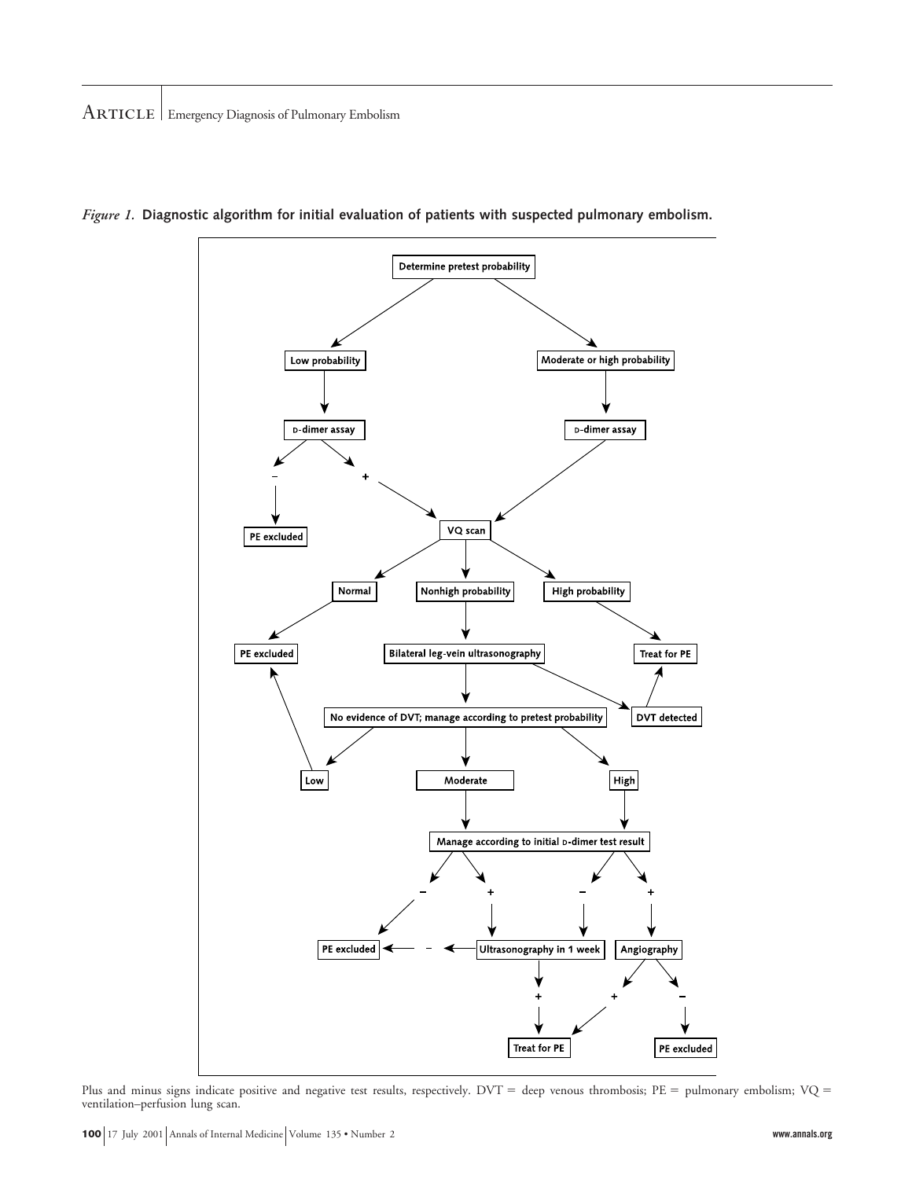*Figure 1.* **Diagnostic algorithm for initial evaluation of patients with suspected pulmonary embolism.**

- **Determine pretest probability**
  - **Low probability** → **D-dimer assay**
    - – → **PE excluded**
    - + → **VQ scan**
  - **Moderate or high probability** → **D-dimer assay** → **VQ scan**
- **VQ scan**
  - **Normal** → **PE excluded**
  - **High probability** → **Treat for PE**
  - **Nonhigh probability** → **Bilateral leg-vein ultrasonography**
    - **DVT detected** → **Treat for PE**
    - **No evidence of DVT; manage according to pretest probability**
      - **Low** → **PE excluded**
      - **Moderate** → **Manage according to initial D-dimer test result**
        - – → **PE excluded**
        - + → **Ultrasonography in 1 week**
      - **High** → **Manage according to initial D-dimer test result**
        - – → **Ultrasonography in 1 week**
        - + → **Angiography**
- **Ultrasonography in 1 week**
  - – → **PE excluded**
  - + → **Treat for PE**
- **Angiography**
  - + → **Treat for PE**
  - – → **PE excluded**

Plus and minus signs indicate positive and negative test results, respectively. DVT = deep venous thrombosis; PE = pulmonary embolism; VQ = ventilation–perfusion lung scan.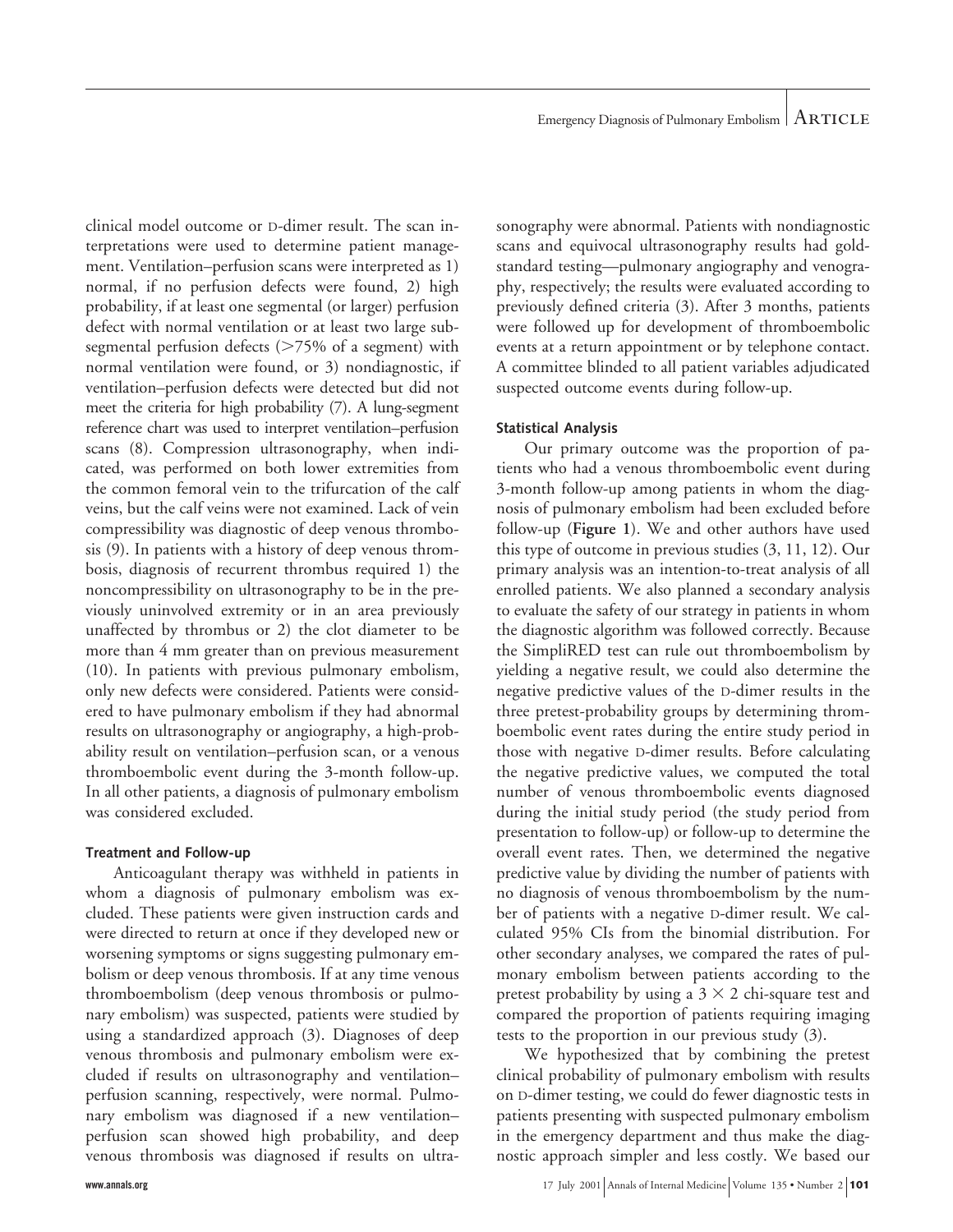clinical model outcome or D-dimer result. The scan interpretations were used to determine patient management. Ventilation–perfusion scans were interpreted as 1) normal, if no perfusion defects were found, 2) high probability, if at least one segmental (or larger) perfusion defect with normal ventilation or at least two large subsegmental perfusion defects (>75% of a segment) with normal ventilation were found, or 3) nondiagnostic, if ventilation–perfusion defects were detected but did not meet the criteria for high probability (7). A lung-segment reference chart was used to interpret ventilation–perfusion scans (8). Compression ultrasonography, when indicated, was performed on both lower extremities from the common femoral vein to the trifurcation of the calf veins, but the calf veins were not examined. Lack of vein compressibility was diagnostic of deep venous thrombosis (9). In patients with a history of deep venous thrombosis, diagnosis of recurrent thrombus required 1) the noncompressibility on ultrasonography to be in the previously uninvolved extremity or in an area previously unaffected by thrombus or 2) the clot diameter to be more than 4 mm greater than on previous measurement (10). In patients with previous pulmonary embolism, only new defects were considered. Patients were considered to have pulmonary embolism if they had abnormal results on ultrasonography or angiography, a high-probability result on ventilation–perfusion scan, or a venous thromboembolic event during the 3-month follow-up. In all other patients, a diagnosis of pulmonary embolism was considered excluded.

### Treatment and Follow-up

Anticoagulant therapy was withheld in patients in whom a diagnosis of pulmonary embolism was excluded. These patients were given instruction cards and were directed to return at once if they developed new or worsening symptoms or signs suggesting pulmonary embolism or deep venous thrombosis. If at any time venous thromboembolism (deep venous thrombosis or pulmonary embolism) was suspected, patients were studied by using a standardized approach (3). Diagnoses of deep venous thrombosis and pulmonary embolism were excluded if results on ultrasonography and ventilation–perfusion scanning, respectively, were normal. Pulmonary embolism was diagnosed if a new ventilation–perfusion scan showed high probability, and deep venous thrombosis was diagnosed if results on ultrasonography were abnormal. Patients with nondiagnostic scans and equivocal ultrasonography results had gold-standard testing—pulmonary angiography and venography, respectively; the results were evaluated according to previously defined criteria (3). After 3 months, patients were followed up for development of thromboembolic events at a return appointment or by telephone contact. A committee blinded to all patient variables adjudicated suspected outcome events during follow-up.

### Statistical Analysis

Our primary outcome was the proportion of patients who had a venous thromboembolic event during 3-month follow-up among patients in whom the diagnosis of pulmonary embolism had been excluded before follow-up (**Figure 1**). We and other authors have used this type of outcome in previous studies (3, 11, 12). Our primary analysis was an intention-to-treat analysis of all enrolled patients. We also planned a secondary analysis to evaluate the safety of our strategy in patients in whom the diagnostic algorithm was followed correctly. Because the SimpliRED test can rule out thromboembolism by yielding a negative result, we could also determine the negative predictive values of the D-dimer results in the three pretest-probability groups by determining thromboembolic event rates during the entire study period in those with negative D-dimer results. Before calculating the negative predictive values, we computed the total number of venous thromboembolic events diagnosed during the initial study period (the study period from presentation to follow-up) or follow-up to determine the overall event rates. Then, we determined the negative predictive value by dividing the number of patients with no diagnosis of venous thromboembolism by the number of patients with a negative D-dimer result. We calculated 95% CIs from the binomial distribution. For other secondary analyses, we compared the rates of pulmonary embolism between patients according to the pretest probability by using a $3 \times 2$ chi-square test and compared the proportion of patients requiring imaging tests to the proportion in our previous study (3).

We hypothesized that by combining the pretest clinical probability of pulmonary embolism with results on D-dimer testing, we could do fewer diagnostic tests in patients presenting with suspected pulmonary embolism in the emergency department and thus make the diagnostic approach simpler and less costly. We based our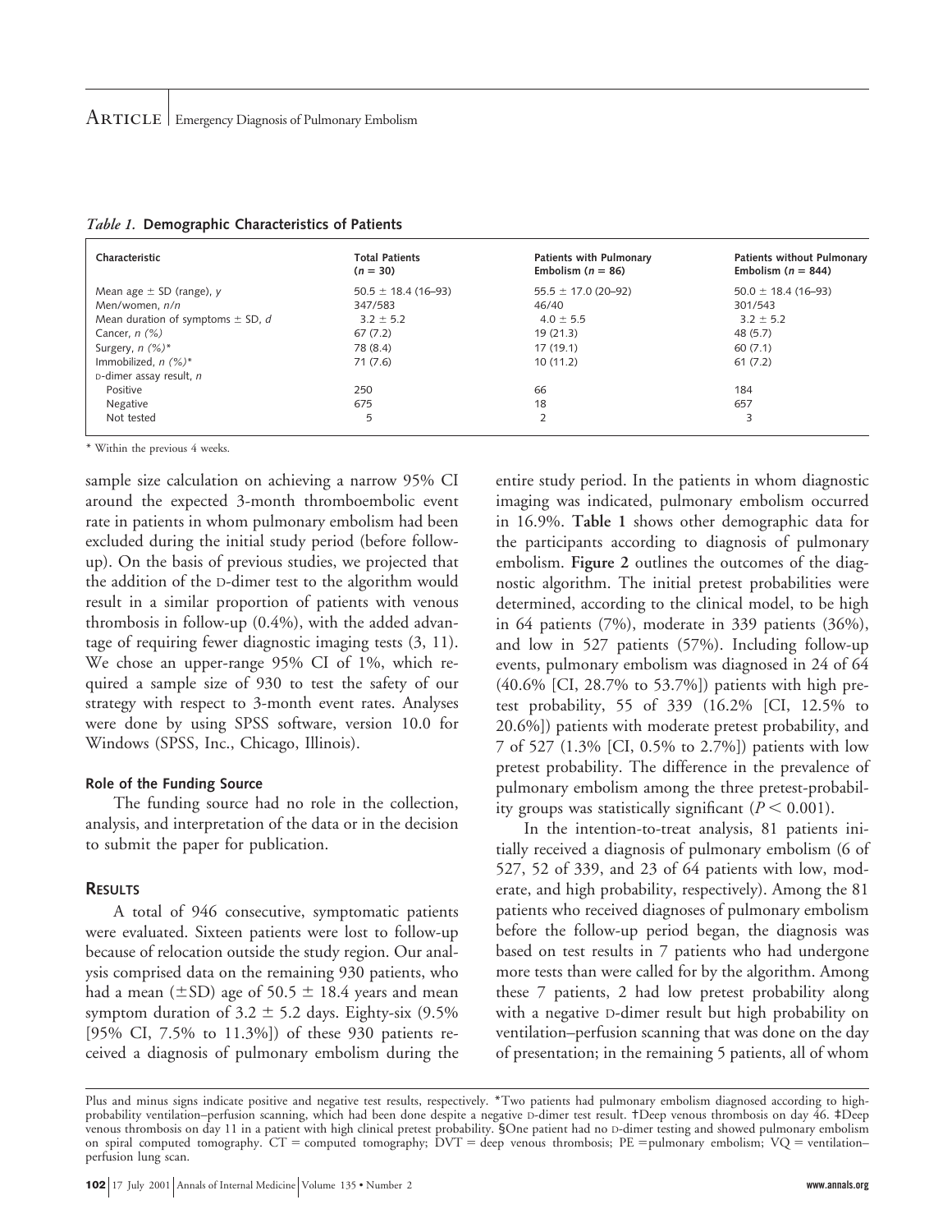*Table 1.* **Demographic Characteristics of Patients**

| Characteristic | Total Patients ($n = 30$) | Patients with Pulmonary Embolism ($n = 86$) | Patients without Pulmonary Embolism ($n = 844$) |
|---|---|---|---|
| Mean age ± SD (range), *y* | 50.5 ± 18.4 (16–93) | 55.5 ± 17.0 (20–92) | 50.0 ± 18.4 (16–93) |
| Men/women, *n/n* | 347/583 | 46/40 | 301/543 |
| Mean duration of symptoms ± SD, *d* | 3.2 ± 5.2 | 4.0 ± 5.5 | 3.2 ± 5.2 |
| Cancer, *n (%)* | 67 (7.2) | 19 (21.3) | 48 (5.7) |
| Surgery, *n (%)** | 78 (8.4) | 17 (19.1) | 60 (7.1) |
| Immobilized, *n (%)** | 71 (7.6) | 10 (11.2) | 61 (7.2) |
| D-dimer assay result, *n* | | | |
| Positive | 250 | 66 | 184 |
| Negative | 675 | 18 | 657 |
| Not tested | 5 | 2 | 3 |

\* Within the previous 4 weeks.

sample size calculation on achieving a narrow 95% CI around the expected 3-month thromboembolic event rate in patients in whom pulmonary embolism had been excluded during the initial study period (before follow-up). On the basis of previous studies, we projected that the addition of the D-dimer test to the algorithm would result in a similar proportion of patients with venous thrombosis in follow-up (0.4%), with the added advantage of requiring fewer diagnostic imaging tests (3, 11). We chose an upper-range 95% CI of 1%, which required a sample size of 930 to test the safety of our strategy with respect to 3-month event rates. Analyses were done by using SPSS software, version 10.0 for Windows (SPSS, Inc., Chicago, Illinois).

#### Role of the Funding Source

The funding source had no role in the collection, analysis, and interpretation of the data or in the decision to submit the paper for publication.

### RESULTS

A total of 946 consecutive, symptomatic patients were evaluated. Sixteen patients were lost to follow-up because of relocation outside the study region. Our analysis comprised data on the remaining 930 patients, who had a mean (±SD) age of 50.5 ± 18.4 years and mean symptom duration of 3.2 ± 5.2 days. Eighty-six (9.5% [95% CI, 7.5% to 11.3%]) of these 930 patients received a diagnosis of pulmonary embolism during the entire study period. In the patients in whom diagnostic imaging was indicated, pulmonary embolism occurred in 16.9%. **Table 1** shows other demographic data for the participants according to diagnosis of pulmonary embolism. **Figure 2** outlines the outcomes of the diagnostic algorithm. The initial pretest probabilities were determined, according to the clinical model, to be high in 64 patients (7%), moderate in 339 patients (36%), and low in 527 patients (57%). Including follow-up events, pulmonary embolism was diagnosed in 24 of 64 (40.6% [CI, 28.7% to 53.7%]) patients with high pretest probability, 55 of 339 (16.2% [CI, 12.5% to 20.6%]) patients with moderate pretest probability, and 7 of 527 (1.3% [CI, 0.5% to 2.7%]) patients with low pretest probability. The difference in the prevalence of pulmonary embolism among the three pretest-probability groups was statistically significant ($P < 0.001$).

In the intention-to-treat analysis, 81 patients initially received a diagnosis of pulmonary embolism (6 of 527, 52 of 339, and 23 of 64 patients with low, moderate, and high probability, respectively). Among the 81 patients who received diagnoses of pulmonary embolism before the follow-up period began, the diagnosis was based on test results in 7 patients who had undergone more tests than were called for by the algorithm. Among these 7 patients, 2 had low pretest probability along with a negative D-dimer result but high probability on ventilation–perfusion scanning that was done on the day of presentation; in the remaining 5 patients, all of whom

Plus and minus signs indicate positive and negative test results, respectively. *Two patients had pulmonary embolism diagnosed according to high-probability ventilation–perfusion scanning, which had been done despite a negative D-dimer test result. †Deep venous thrombosis on day 46. ‡Deep venous thrombosis on day 11 in a patient with high clinical pretest probability. §One patient had no D-dimer testing and showed pulmonary embolism on spiral computed tomography. CT = computed tomography; DVT = deep venous thrombosis; PE = pulmonary embolism; VQ = ventilation–perfusion lung scan.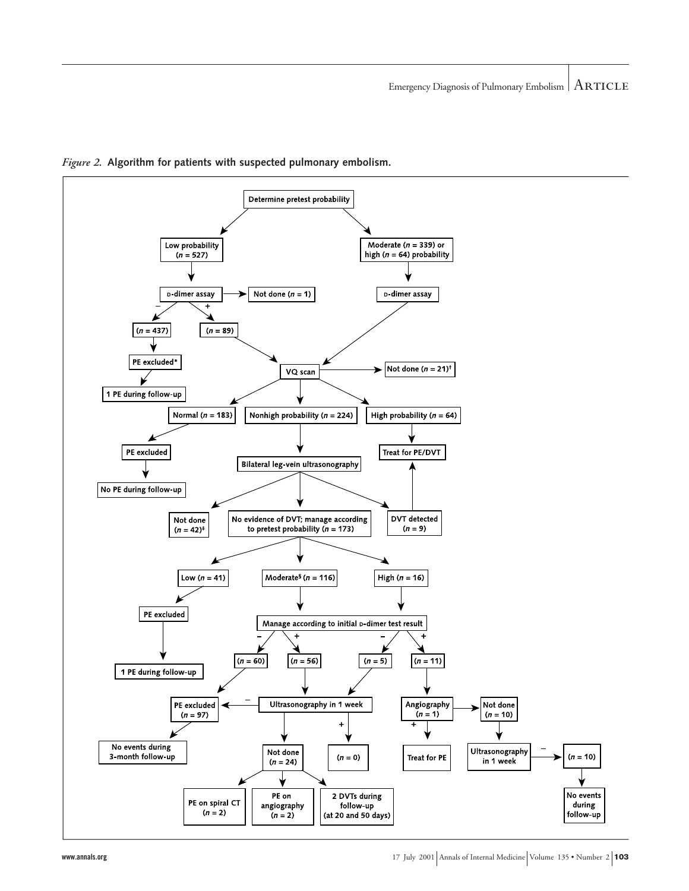*Figure 2.* **Algorithm for patients with suspected pulmonary embolism.**

Determine pretest probability

- Low probability ($n$ = 527)
  - D-dimer assay
    - Not done ($n$ = 1)
    - – ($n$ = 437) → PE excluded* → 1 PE during follow-up
    - + ($n$ = 89) → VQ scan
- Moderate ($n$ = 339) or high ($n$ = 64) probability
  - D-dimer assay → VQ scan

VQ scan

- Not done ($n$ = 21)†
- Normal ($n$ = 183) → PE excluded → No PE during follow-up
- High probability ($n$ = 64) → Treat for PE/DVT
- Nonhigh probability ($n$ = 224) → Bilateral leg-vein ultrasonography
  - Not done ($n$ = 42)‡
  - DVT detected ($n$ = 9) → Treat for PE/DVT
  - No evidence of DVT; manage according to pretest probability ($n$ = 173)
    - Low ($n$ = 41) → PE excluded → 1 PE during follow-up
    - Moderate§ ($n$ = 116) → Manage according to initial D-dimer test result
      - – ($n$ = 60) → PE excluded ($n$ = 97) → No events during 3-month follow-up
      - + ($n$ = 56) → Ultrasonography in 1 week
    - High ($n$ = 16) → Manage according to initial D-dimer test result
      - – ($n$ = 5) → Ultrasonography in 1 week
      - + ($n$ = 11) → Angiography ($n$ = 1)
        - + → Treat for PE
        - Not done ($n$ = 10) → Ultrasonography in 1 week → – ($n$ = 10) → No events during follow-up

Ultrasonography in 1 week

- – → PE excluded ($n$ = 97)
- + ($n$ = 0)
- Not done ($n$ = 24)
  - PE on spiral CT ($n$ = 2)
  - PE on angiography ($n$ = 2)
  - 2 DVTs during follow-up (at 20 and 50 days)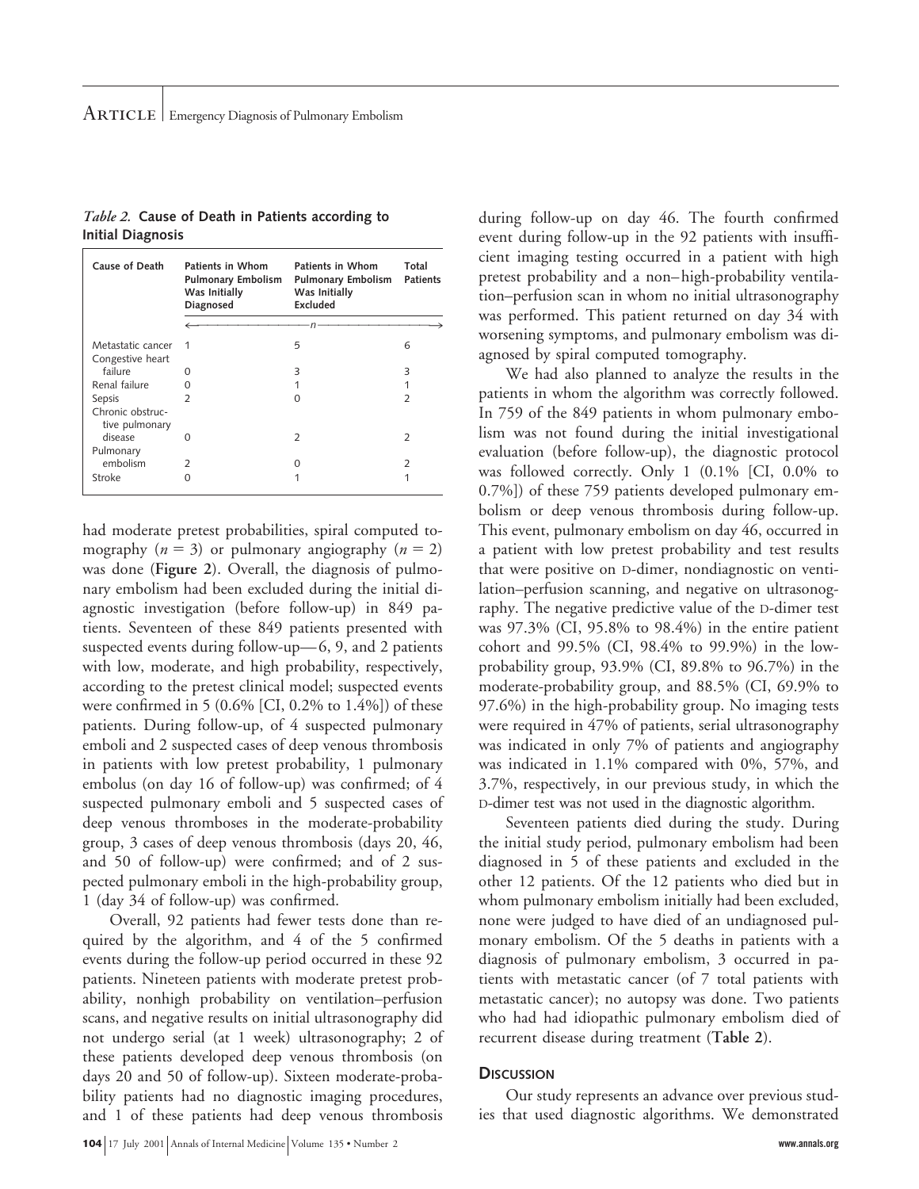*Table 2.* **Cause of Death in Patients according to Initial Diagnosis**

| Cause of Death | Patients in Whom Pulmonary Embolism Was Initially Diagnosed | Patients in Whom Pulmonary Embolism Was Initially Excluded | Total Patients |
|---|---|---|---|
| | ← n → | | |
| Metastatic cancer | 1 | 5 | 6 |
| Congestive heart failure | 0 | 3 | 3 |
| Renal failure | 0 | 1 | 1 |
| Sepsis | 2 | 0 | 2 |
| Chronic obstructive pulmonary disease | 0 | 2 | 2 |
| Pulmonary embolism | 2 | 0 | 2 |
| Stroke | 0 | 1 | 1 |

had moderate pretest probabilities, spiral computed tomography ($n = 3$) or pulmonary angiography ($n = 2$) was done (**Figure 2**). Overall, the diagnosis of pulmonary embolism had been excluded during the initial diagnostic investigation (before follow-up) in 849 patients. Seventeen of these 849 patients presented with suspected events during follow-up—6, 9, and 2 patients with low, moderate, and high probability, respectively, according to the pretest clinical model; suspected events were confirmed in 5 (0.6% [CI, 0.2% to 1.4%]) of these patients. During follow-up, of 4 suspected pulmonary emboli and 2 suspected cases of deep venous thrombosis in patients with low pretest probability, 1 pulmonary embolus (on day 16 of follow-up) was confirmed; of 4 suspected pulmonary emboli and 5 suspected cases of deep venous thromboses in the moderate-probability group, 3 cases of deep venous thrombosis (days 20, 46, and 50 of follow-up) were confirmed; and of 2 suspected pulmonary emboli in the high-probability group, 1 (day 34 of follow-up) was confirmed.

Overall, 92 patients had fewer tests done than required by the algorithm, and 4 of the 5 confirmed events during the follow-up period occurred in these 92 patients. Nineteen patients with moderate pretest probability, nonhigh probability on ventilation–perfusion scans, and negative results on initial ultrasonography did not undergo serial (at 1 week) ultrasonography; 2 of these patients developed deep venous thrombosis (on days 20 and 50 of follow-up). Sixteen moderate-probability patients had no diagnostic imaging procedures, and 1 of these patients had deep venous thrombosis during follow-up on day 46. The fourth confirmed event during follow-up in the 92 patients with insufficient imaging testing occurred in a patient with high pretest probability and a non–high-probability ventilation–perfusion scan in whom no initial ultrasonography was performed. This patient returned on day 34 with worsening symptoms, and pulmonary embolism was diagnosed by spiral computed tomography.

We had also planned to analyze the results in the patients in whom the algorithm was correctly followed. In 759 of the 849 patients in whom pulmonary embolism was not found during the initial investigational evaluation (before follow-up), the diagnostic protocol was followed correctly. Only 1 (0.1% [CI, 0.0% to 0.7%]) of these 759 patients developed pulmonary embolism or deep venous thrombosis during follow-up. This event, pulmonary embolism on day 46, occurred in a patient with low pretest probability and test results that were positive on D-dimer, nondiagnostic on ventilation–perfusion scanning, and negative on ultrasonography. The negative predictive value of the D-dimer test was 97.3% (CI, 95.8% to 98.4%) in the entire patient cohort and 99.5% (CI, 98.4% to 99.9%) in the low-probability group, 93.9% (CI, 89.8% to 96.7%) in the moderate-probability group, and 88.5% (CI, 69.9% to 97.6%) in the high-probability group. No imaging tests were required in 47% of patients, serial ultrasonography was indicated in only 7% of patients and angiography was indicated in 1.1% compared with 0%, 57%, and 3.7%, respectively, in our previous study, in which the D-dimer test was not used in the diagnostic algorithm.

Seventeen patients died during the study. During the initial study period, pulmonary embolism had been diagnosed in 5 of these patients and excluded in the other 12 patients. Of the 12 patients who died but in whom pulmonary embolism initially had been excluded, none were judged to have died of an undiagnosed pulmonary embolism. Of the 5 deaths in patients with a diagnosis of pulmonary embolism, 3 occurred in patients with metastatic cancer (of 7 total patients with metastatic cancer); no autopsy was done. Two patients who had had idiopathic pulmonary embolism died of recurrent disease during treatment (**Table 2**).

## Discussion

Our study represents an advance over previous studies that used diagnostic algorithms. We demonstrated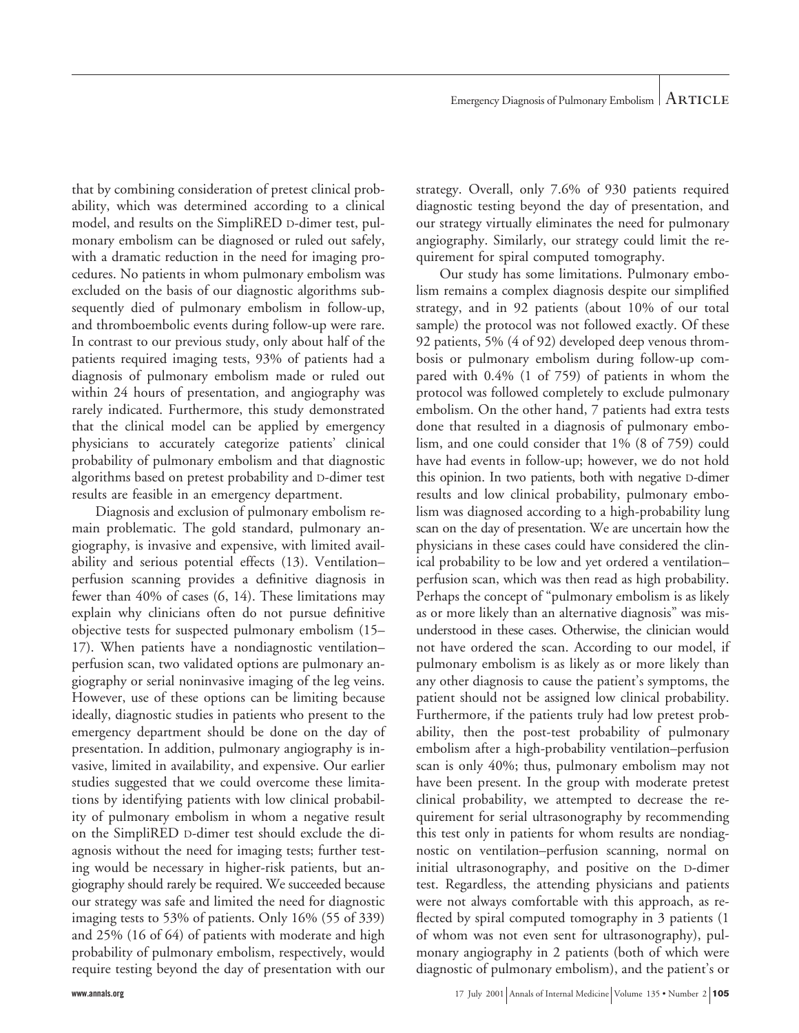that by combining consideration of pretest clinical probability, which was determined according to a clinical model, and results on the SimpliRED D-dimer test, pulmonary embolism can be diagnosed or ruled out safely, with a dramatic reduction in the need for imaging procedures. No patients in whom pulmonary embolism was excluded on the basis of our diagnostic algorithms subsequently died of pulmonary embolism in follow-up, and thromboembolic events during follow-up were rare. In contrast to our previous study, only about half of the patients required imaging tests, 93% of patients had a diagnosis of pulmonary embolism made or ruled out within 24 hours of presentation, and angiography was rarely indicated. Furthermore, this study demonstrated that the clinical model can be applied by emergency physicians to accurately categorize patients' clinical probability of pulmonary embolism and that diagnostic algorithms based on pretest probability and D-dimer test results are feasible in an emergency department.

Diagnosis and exclusion of pulmonary embolism remain problematic. The gold standard, pulmonary angiography, is invasive and expensive, with limited availability and serious potential effects (13). Ventilation–perfusion scanning provides a definitive diagnosis in fewer than 40% of cases (6, 14). These limitations may explain why clinicians often do not pursue definitive objective tests for suspected pulmonary embolism (15–17). When patients have a nondiagnostic ventilation–perfusion scan, two validated options are pulmonary angiography or serial noninvasive imaging of the leg veins. However, use of these options can be limiting because ideally, diagnostic studies in patients who present to the emergency department should be done on the day of presentation. In addition, pulmonary angiography is invasive, limited in availability, and expensive. Our earlier studies suggested that we could overcome these limitations by identifying patients with low clinical probability of pulmonary embolism in whom a negative result on the SimpliRED D-dimer test should exclude the diagnosis without the need for imaging tests; further testing would be necessary in higher-risk patients, but angiography should rarely be required. We succeeded because our strategy was safe and limited the need for diagnostic imaging tests to 53% of patients. Only 16% (55 of 339) and 25% (16 of 64) of patients with moderate and high probability of pulmonary embolism, respectively, would require testing beyond the day of presentation with our strategy. Overall, only 7.6% of 930 patients required diagnostic testing beyond the day of presentation, and our strategy virtually eliminates the need for pulmonary angiography. Similarly, our strategy could limit the requirement for spiral computed tomography.

Our study has some limitations. Pulmonary embolism remains a complex diagnosis despite our simplified strategy, and in 92 patients (about 10% of our total sample) the protocol was not followed exactly. Of these 92 patients, 5% (4 of 92) developed deep venous thrombosis or pulmonary embolism during follow-up compared with 0.4% (1 of 759) of patients in whom the protocol was followed completely to exclude pulmonary embolism. On the other hand, 7 patients had extra tests done that resulted in a diagnosis of pulmonary embolism, and one could consider that 1% (8 of 759) could have had events in follow-up; however, we do not hold this opinion. In two patients, both with negative D-dimer results and low clinical probability, pulmonary embolism was diagnosed according to a high-probability lung scan on the day of presentation. We are uncertain how the physicians in these cases could have considered the clinical probability to be low and yet ordered a ventilation–perfusion scan, which was then read as high probability. Perhaps the concept of "pulmonary embolism is as likely as or more likely than an alternative diagnosis" was misunderstood in these cases. Otherwise, the clinician would not have ordered the scan. According to our model, if pulmonary embolism is as likely as or more likely than any other diagnosis to cause the patient's symptoms, the patient should not be assigned low clinical probability. Furthermore, if the patients truly had low pretest probability, then the post-test probability of pulmonary embolism after a high-probability ventilation–perfusion scan is only 40%; thus, pulmonary embolism may not have been present. In the group with moderate pretest clinical probability, we attempted to decrease the requirement for serial ultrasonography by recommending this test only in patients for whom results are nondiagnostic on ventilation–perfusion scanning, normal on initial ultrasonography, and positive on the D-dimer test. Regardless, the attending physicians and patients were not always comfortable with this approach, as reflected by spiral computed tomography in 3 patients (1 of whom was not even sent for ultrasonography), pulmonary angiography in 2 patients (both of which were diagnostic of pulmonary embolism), and the patient's or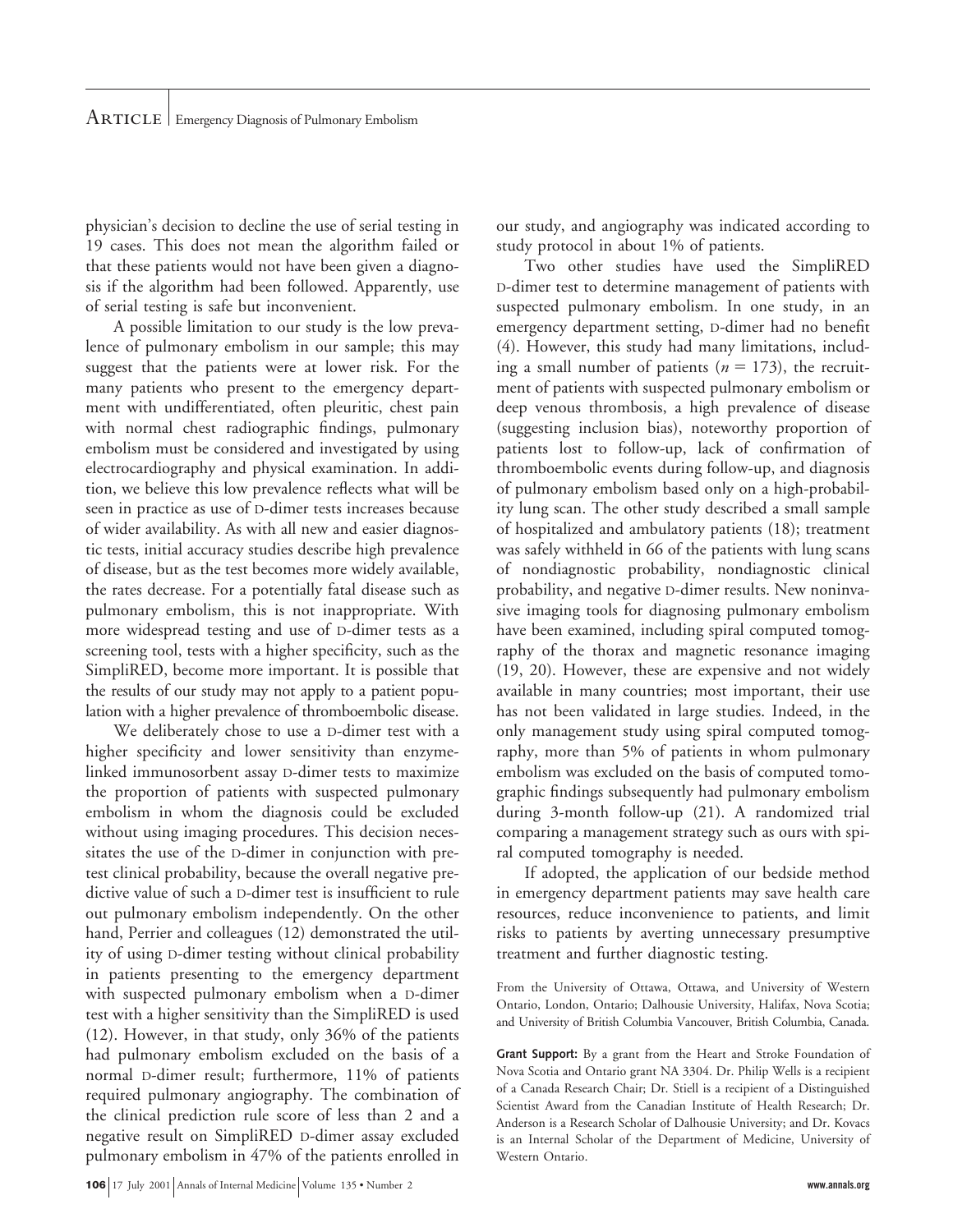physician's decision to decline the use of serial testing in 19 cases. This does not mean the algorithm failed or that these patients would not have been given a diagnosis if the algorithm had been followed. Apparently, use of serial testing is safe but inconvenient.

A possible limitation to our study is the low prevalence of pulmonary embolism in our sample; this may suggest that the patients were at lower risk. For the many patients who present to the emergency department with undifferentiated, often pleuritic, chest pain with normal chest radiographic findings, pulmonary embolism must be considered and investigated by using electrocardiography and physical examination. In addition, we believe this low prevalence reflects what will be seen in practice as use of D-dimer tests increases because of wider availability. As with all new and easier diagnostic tests, initial accuracy studies describe high prevalence of disease, but as the test becomes more widely available, the rates decrease. For a potentially fatal disease such as pulmonary embolism, this is not inappropriate. With more widespread testing and use of D-dimer tests as a screening tool, tests with a higher specificity, such as the SimpliRED, become more important. It is possible that the results of our study may not apply to a patient population with a higher prevalence of thromboembolic disease.

We deliberately chose to use a D-dimer test with a higher specificity and lower sensitivity than enzyme-linked immunosorbent assay D-dimer tests to maximize the proportion of patients with suspected pulmonary embolism in whom the diagnosis could be excluded without using imaging procedures. This decision necessitates the use of the D-dimer in conjunction with pretest clinical probability, because the overall negative predictive value of such a D-dimer test is insufficient to rule out pulmonary embolism independently. On the other hand, Perrier and colleagues (12) demonstrated the utility of using D-dimer testing without clinical probability in patients presenting to the emergency department with suspected pulmonary embolism when a D-dimer test with a higher sensitivity than the SimpliRED is used (12). However, in that study, only 36% of the patients had pulmonary embolism excluded on the basis of a normal D-dimer result; furthermore, 11% of patients required pulmonary angiography. The combination of the clinical prediction rule score of less than 2 and a negative result on SimpliRED D-dimer assay excluded pulmonary embolism in 47% of the patients enrolled in our study, and angiography was indicated according to study protocol in about 1% of patients.

Two other studies have used the SimpliRED D-dimer test to determine management of patients with suspected pulmonary embolism. In one study, in an emergency department setting, D-dimer had no benefit (4). However, this study had many limitations, including a small number of patients ($n = 173$), the recruitment of patients with suspected pulmonary embolism or deep venous thrombosis, a high prevalence of disease (suggesting inclusion bias), noteworthy proportion of patients lost to follow-up, lack of confirmation of thromboembolic events during follow-up, and diagnosis of pulmonary embolism based only on a high-probability lung scan. The other study described a small sample of hospitalized and ambulatory patients (18); treatment was safely withheld in 66 of the patients with lung scans of nondiagnostic probability, nondiagnostic clinical probability, and negative D-dimer results. New noninvasive imaging tools for diagnosing pulmonary embolism have been examined, including spiral computed tomography of the thorax and magnetic resonance imaging (19, 20). However, these are expensive and not widely available in many countries; most important, their use has not been validated in large studies. Indeed, in the only management study using spiral computed tomography, more than 5% of patients in whom pulmonary embolism was excluded on the basis of computed tomographic findings subsequently had pulmonary embolism during 3-month follow-up (21). A randomized trial comparing a management strategy such as ours with spiral computed tomography is needed.

If adopted, the application of our bedside method in emergency department patients may save health care resources, reduce inconvenience to patients, and limit risks to patients by averting unnecessary presumptive treatment and further diagnostic testing.

From the University of Ottawa, Ottawa, and University of Western Ontario, London, Ontario; Dalhousie University, Halifax, Nova Scotia; and University of British Columbia Vancouver, British Columbia, Canada.

**Grant Support:** By a grant from the Heart and Stroke Foundation of Nova Scotia and Ontario grant NA 3304. Dr. Philip Wells is a recipient of a Canada Research Chair; Dr. Stiell is a recipient of a Distinguished Scientist Award from the Canadian Institute of Health Research; Dr. Anderson is a Research Scholar of Dalhousie University; and Dr. Kovacs is an Internal Scholar of the Department of Medicine, University of Western Ontario.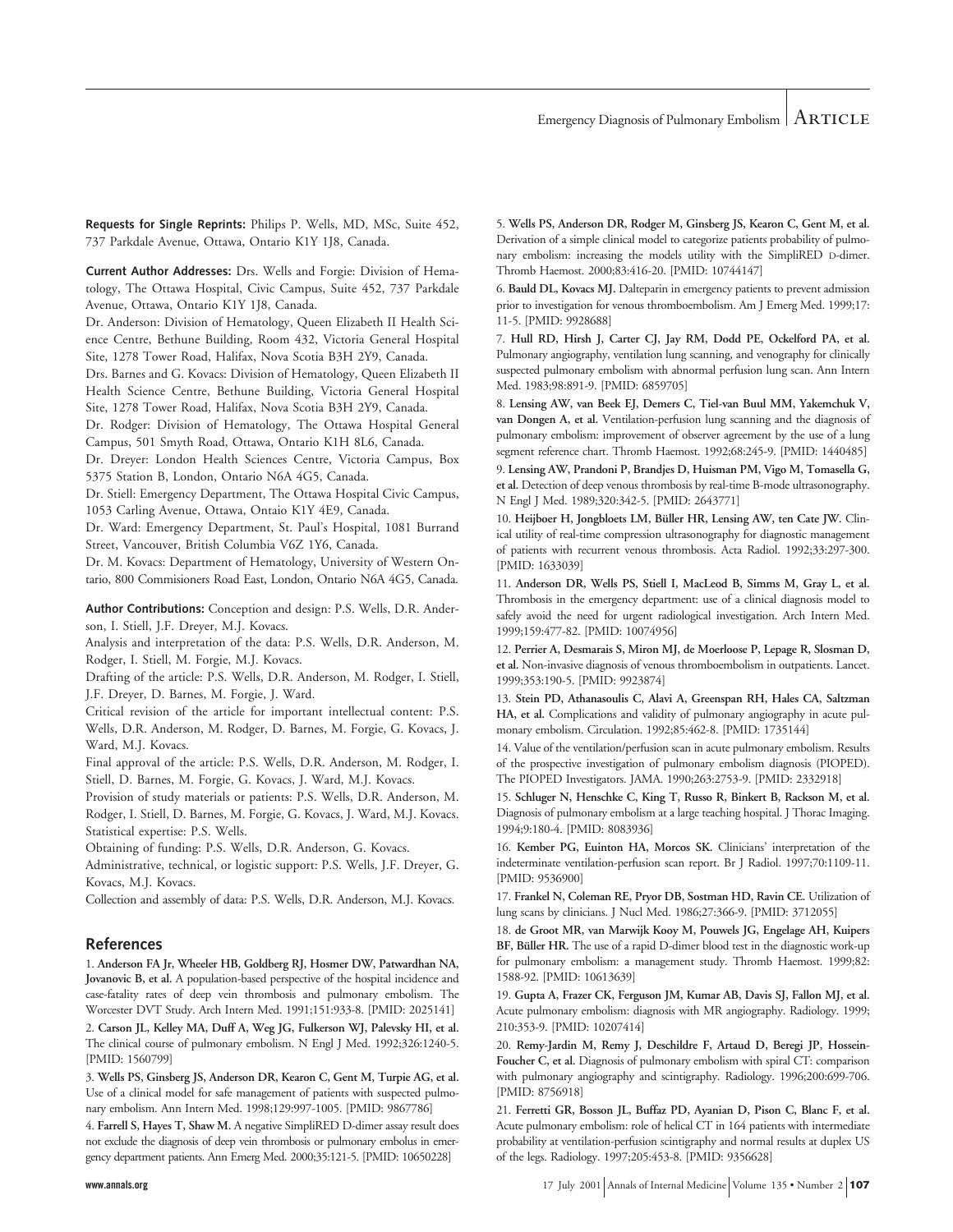**Requests for Single Reprints:** Philips P. Wells, MD, MSc, Suite 452, 737 Parkdale Avenue, Ottawa, Ontario K1Y 1J8, Canada.

**Current Author Addresses:** Drs. Wells and Forgie: Division of Hematology, The Ottawa Hospital, Civic Campus, Suite 452, 737 Parkdale Avenue, Ottawa, Ontario K1Y 1J8, Canada.

Dr. Anderson: Division of Hematology, Queen Elizabeth II Health Science Centre, Bethune Building, Room 432, Victoria General Hospital Site, 1278 Tower Road, Halifax, Nova Scotia B3H 2Y9, Canada.

Drs. Barnes and G. Kovacs: Division of Hematology, Queen Elizabeth II Health Science Centre, Bethune Building, Victoria General Hospital Site, 1278 Tower Road, Halifax, Nova Scotia B3H 2Y9, Canada.

Dr. Rodger: Division of Hematology, The Ottawa Hospital General Campus, 501 Smyth Road, Ottawa, Ontario K1H 8L6, Canada.

Dr. Dreyer: London Health Sciences Centre, Victoria Campus, Box 5375 Station B, London, Ontario N6A 4G5, Canada.

Dr. Stiell: Emergency Department, The Ottawa Hospital Civic Campus, 1053 Carling Avenue, Ottawa, Ontaio K1Y 4E9, Canada.

Dr. Ward: Emergency Department, St. Paul's Hospital, 1081 Burrand Street, Vancouver, British Columbia V6Z 1Y6, Canada.

Dr. M. Kovacs: Department of Hematology, University of Western Ontario, 800 Commisioners Road East, London, Ontario N6A 4G5, Canada.

**Author Contributions:** Conception and design: P.S. Wells, D.R. Anderson, I. Stiell, J.F. Dreyer, M.J. Kovacs.

Analysis and interpretation of the data: P.S. Wells, D.R. Anderson, M. Rodger, I. Stiell, M. Forgie, M.J. Kovacs.

Drafting of the article: P.S. Wells, D.R. Anderson, M. Rodger, I. Stiell, J.F. Dreyer, D. Barnes, M. Forgie, J. Ward.

Critical revision of the article for important intellectual content: P.S. Wells, D.R. Anderson, M. Rodger, D. Barnes, M. Forgie, G. Kovacs, J. Ward, M.J. Kovacs.

Final approval of the article: P.S. Wells, D.R. Anderson, M. Rodger, I. Stiell, D. Barnes, M. Forgie, G. Kovacs, J. Ward, M.J. Kovacs.

Provision of study materials or patients: P.S. Wells, D.R. Anderson, M. Rodger, I. Stiell, D. Barnes, M. Forgie, G. Kovacs, J. Ward, M.J. Kovacs.

Statistical expertise: P.S. Wells.

Obtaining of funding: P.S. Wells, D.R. Anderson, G. Kovacs.

Administrative, technical, or logistic support: P.S. Wells, J.F. Dreyer, G. Kovacs, M.J. Kovacs.

Collection and assembly of data: P.S. Wells, D.R. Anderson, M.J. Kovacs.

## References

1. **Anderson FA Jr, Wheeler HB, Goldberg RJ, Hosmer DW, Patwardhan NA, Jovanovic B, et al.** A population-based perspective of the hospital incidence and case-fatality rates of deep vein thrombosis and pulmonary embolism. The Worcester DVT Study. Arch Intern Med. 1991;151:933-8. [PMID: 2025141]

2. **Carson JL, Kelley MA, Duff A, Weg JG, Fulkerson WJ, Palevsky HI, et al.** The clinical course of pulmonary embolism. N Engl J Med. 1992;326:1240-5. [PMID: 1560799]

3. **Wells PS, Ginsberg JS, Anderson DR, Kearon C, Gent M, Turpie AG, et al.** Use of a clinical model for safe management of patients with suspected pulmonary embolism. Ann Intern Med. 1998;129:997-1005. [PMID: 9867786]

4. **Farrell S, Hayes T, Shaw M.** A negative SimpliRED D-dimer assay result does not exclude the diagnosis of deep vein thrombosis or pulmonary embolus in emergency department patients. Ann Emerg Med. 2000;35:121-5. [PMID: 10650228]

5. **Wells PS, Anderson DR, Rodger M, Ginsberg JS, Kearon C, Gent M, et al.** Derivation of a simple clinical model to categorize patients probability of pulmonary embolism: increasing the models utility with the SimpliRED D-dimer. Thromb Haemost. 2000;83:416-20. [PMID: 10744147]

6. **Bauld DL, Kovacs MJ.** Dalteparin in emergency patients to prevent admission prior to investigation for venous thromboembolism. Am J Emerg Med. 1999;17: 11-5. [PMID: 9928688]

7. **Hull RD, Hirsh J, Carter CJ, Jay RM, Dodd PE, Ockelford PA, et al.** Pulmonary angiography, ventilation lung scanning, and venography for clinically suspected pulmonary embolism with abnormal perfusion lung scan. Ann Intern Med. 1983;98:891-9. [PMID: 6859705]

8. **Lensing AW, van Beek EJ, Demers C, Tiel-van Buul MM, Yakemchuk V, van Dongen A, et al.** Ventilation-perfusion lung scanning and the diagnosis of pulmonary embolism: improvement of observer agreement by the use of a lung segment reference chart. Thromb Haemost. 1992;68:245-9. [PMID: 1440485]

9. **Lensing AW, Prandoni P, Brandjes D, Huisman PM, Vigo M, Tomasella G, et al.** Detection of deep venous thrombosis by real-time B-mode ultrasonography. N Engl J Med. 1989;320:342-5. [PMID: 2643771]

10. **Heijboer H, Jongbloets LM, Büller HR, Lensing AW, ten Cate JW.** Clinical utility of real-time compression ultrasonography for diagnostic management of patients with recurrent venous thrombosis. Acta Radiol. 1992;33:297-300. [PMID: 1633039]

11. **Anderson DR, Wells PS, Stiell I, MacLeod B, Simms M, Gray L, et al.** Thrombosis in the emergency department: use of a clinical diagnosis model to safely avoid the need for urgent radiological investigation. Arch Intern Med. 1999;159:477-82. [PMID: 10074956]

12. **Perrier A, Desmarais S, Miron MJ, de Moerloose P, Lepage R, Slosman D, et al.** Non-invasive diagnosis of venous thromboembolism in outpatients. Lancet. 1999;353:190-5. [PMID: 9923874]

13. **Stein PD, Athanasoulis C, Alavi A, Greenspan RH, Hales CA, Saltzman HA, et al.** Complications and validity of pulmonary angiography in acute pulmonary embolism. Circulation. 1992;85:462-8. [PMID: 1735144]

14. Value of the ventilation/perfusion scan in acute pulmonary embolism. Results of the prospective investigation of pulmonary embolism diagnosis (PIOPED). The PIOPED Investigators. JAMA. 1990;263:2753-9. [PMID: 2332918]

15. **Schluger N, Henschke C, King T, Russo R, Binkert B, Rackson M, et al.** Diagnosis of pulmonary embolism at a large teaching hospital. J Thorac Imaging. 1994;9:180-4. [PMID: 8083936]

16. **Kember PG, Euinton HA, Morcos SK.** Clinicians' interpretation of the indeterminate ventilation-perfusion scan report. Br J Radiol. 1997;70:1109-11. [PMID: 9536900]

17. **Frankel N, Coleman RE, Pryor DB, Sostman HD, Ravin CE.** Utilization of lung scans by clinicians. J Nucl Med. 1986;27:366-9. [PMID: 3712055]

18. **de Groot MR, van Marwijk Kooy M, Pouwels JG, Engelage AH, Kuipers BF, Büller HR.** The use of a rapid D-dimer blood test in the diagnostic work-up for pulmonary embolism: a management study. Thromb Haemost. 1999;82: 1588-92. [PMID: 10613639]

19. **Gupta A, Frazer CK, Ferguson JM, Kumar AB, Davis SJ, Fallon MJ, et al.** Acute pulmonary embolism: diagnosis with MR angiography. Radiology. 1999; 210:353-9. [PMID: 10207414]

20. **Remy-Jardin M, Remy J, Deschildre F, Artaud D, Beregi JP, Hossein-Foucher C, et al.** Diagnosis of pulmonary embolism with spiral CT: comparison with pulmonary angiography and scintigraphy. Radiology. 1996;200:699-706. [PMID: 8756918]

21. **Ferretti GR, Bosson JL, Buffaz PD, Ayanian D, Pison C, Blanc F, et al.** Acute pulmonary embolism: role of helical CT in 164 patients with intermediate probability at ventilation-perfusion scintigraphy and normal results at duplex US of the legs. Radiology. 1997;205:453-8. [PMID: 9356628]